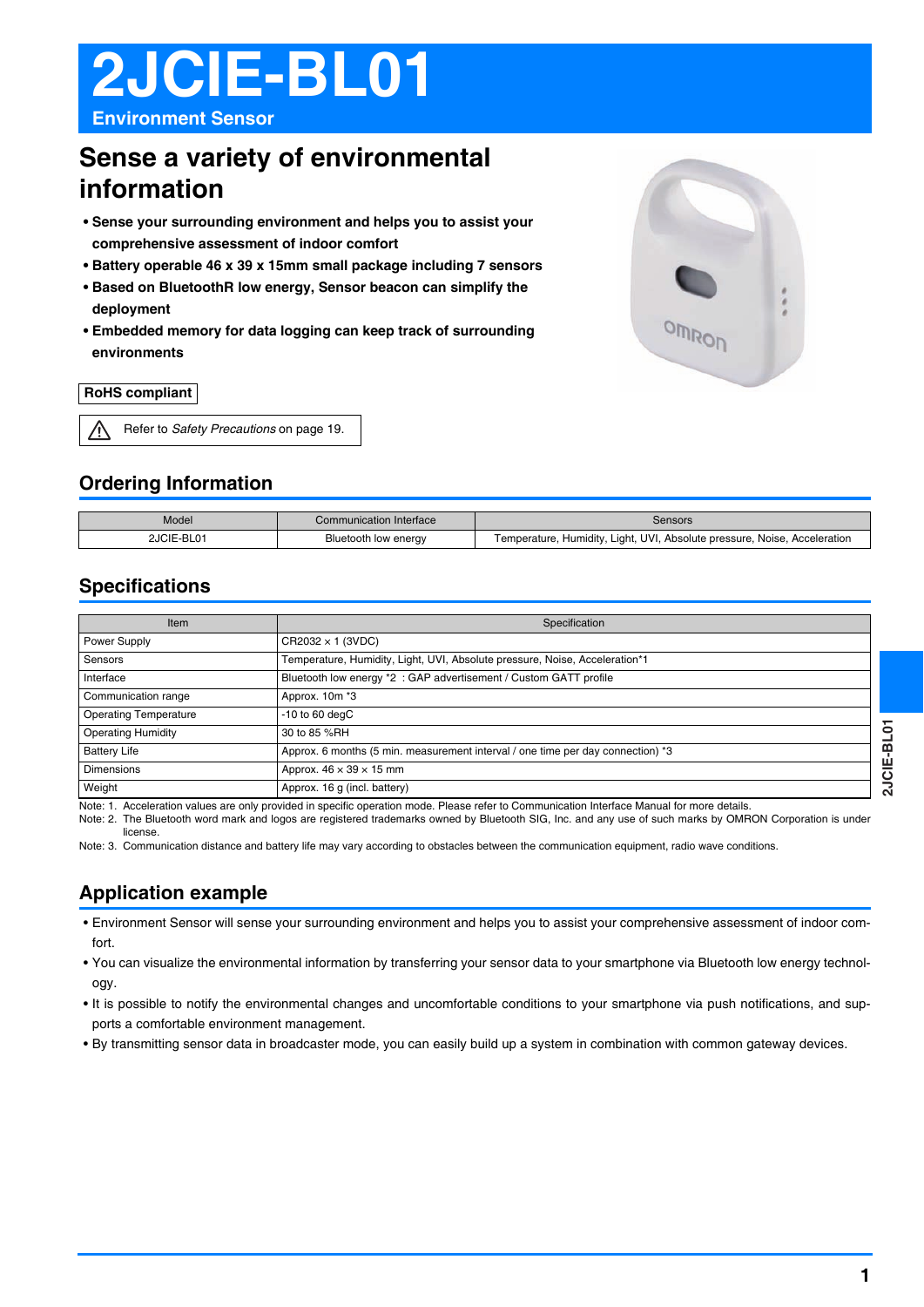# 2JCIE-BL01

**Environment Sensor**

## Sense a variety of environmental information

- **Sense your surrounding environment and helps you to assist your comprehensive assessment of indoor comfort**
- **Battery operable 46 x 39 x 15mm small package including 7 sensors**
- **Based on BluetoothR low energy, Sensor beacon can simplify the deployment**
- **Embedded memory for data logging can keep track of surrounding environments**

**RoHS compliant**

⚠ Refer to *Safety Precautions* on page 19.

## Ordering Information

| Model | Communication Interface | Sensors |
|---|---|---|
| 2JCIE-BL01 | Bluetooth low energy | Temperature, Humidity, Light, UVI, Absolute pressure, Noise, Acceleration |

## Specifications

| Item | Specification |
|---|---|
| Power Supply | CR2032 × 1 (3VDC) |
| Sensors | Temperature, Humidity, Light, UVI, Absolute pressure, Noise, Acceleration*1 |
| Interface | Bluetooth low energy *2 : GAP advertisement / Custom GATT profile |
| Communication range | Approx. 10m *3 |
| Operating Temperature | -10 to 60 degC |
| Operating Humidity | 30 to 85 %RH |
| Battery Life | Approx. 6 months (5 min. measurement interval / one time per day connection) *3 |
| Dimensions | Approx. 46 × 39 × 15 mm |
| Weight | Approx. 16 g (incl. battery) |

Note: 1. Acceleration values are only provided in specific operation mode. Please refer to Communication Interface Manual for more details.
Note: 2. The Bluetooth word mark and logos are registered trademarks owned by Bluetooth SIG, Inc. and any use of such marks by OMRON Corporation is under license.
Note: 3. Communication distance and battery life may vary according to obstacles between the communication equipment, radio wave conditions.

## Application example

- Environment Sensor will sense your surrounding environment and helps you to assist your comprehensive assessment of indoor comfort.
- You can visualize the environmental information by transferring your sensor data to your smartphone via Bluetooth low energy technology.
- It is possible to notify the environmental changes and uncomfortable conditions to your smartphone via push notifications, and supports a comfortable environment management.
- By transmitting sensor data in broadcaster mode, you can easily build up a system in combination with common gateway devices.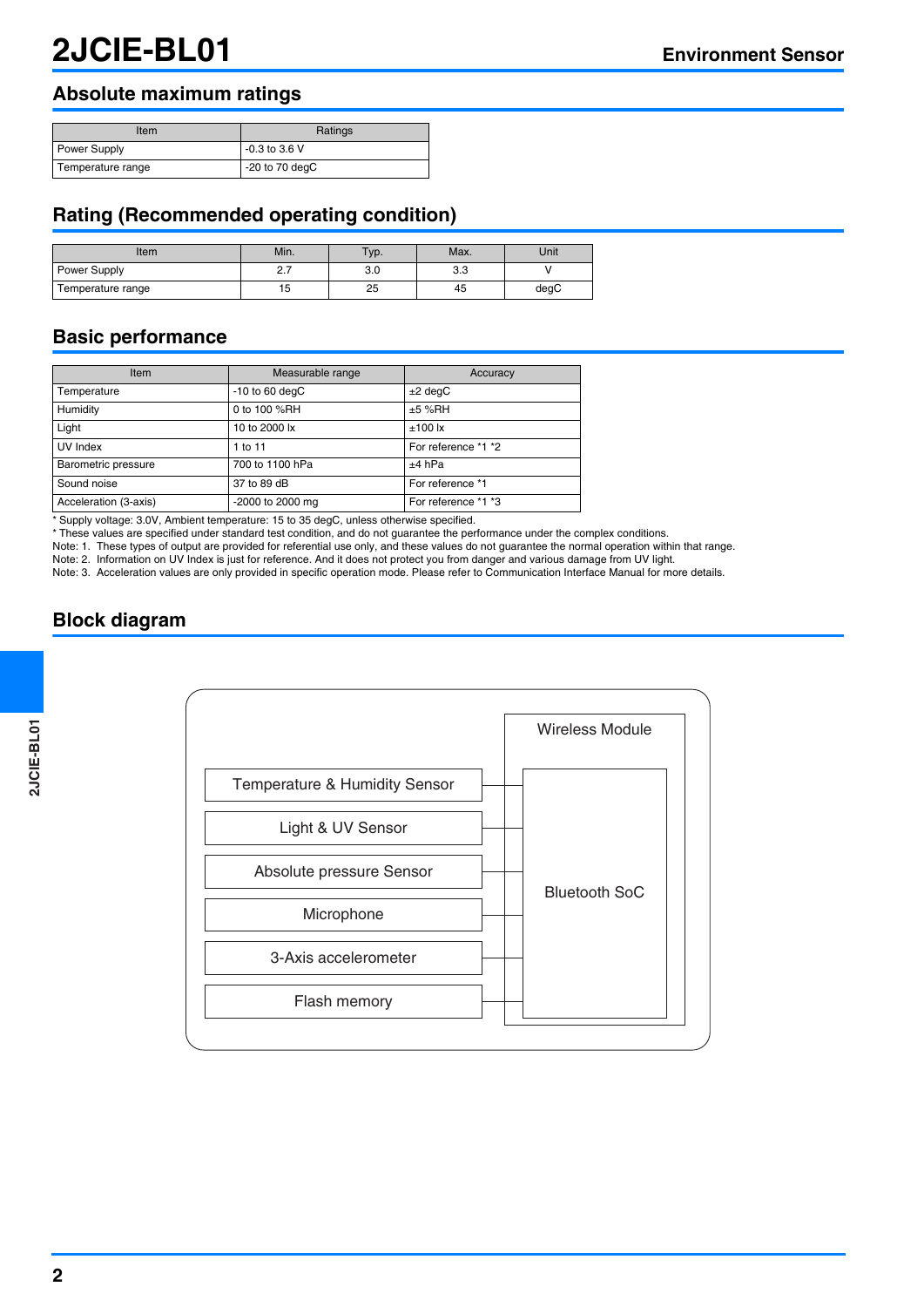# 2JCIE-BL01

## Absolute maximum ratings

| Item | Ratings |
|---|---|
| Power Supply | -0.3 to 3.6 V |
| Temperature range | -20 to 70 degC |

## Rating (Recommended operating condition)

| Item | Min. | Typ. | Max. | Unit |
|---|---|---|---|---|
| Power Supply | 2.7 | 3.0 | 3.3 | V |
| Temperature range | 15 | 25 | 45 | degC |

## Basic performance

| Item | Measurable range | Accuracy |
|---|---|---|
| Temperature | -10 to 60 degC | ±2 degC |
| Humidity | 0 to 100 %RH | ±5 %RH |
| Light | 10 to 2000 lx | ±100 lx |
| UV Index | 1 to 11 | For reference *1 *2 |
| Barometric pressure | 700 to 1100 hPa | ±4 hPa |
| Sound noise | 37 to 89 dB | For reference *1 |
| Acceleration (3-axis) | -2000 to 2000 mg | For reference *1 *3 |

* Supply voltage: 3.0V, Ambient temperature: 15 to 35 degC, unless otherwise specified.
* These values are specified under standard test condition, and do not guarantee the performance under the complex conditions.

Note: 1. These types of output are provided for referential use only, and these values do not guarantee the normal operation within that range.
Note: 2. Information on UV Index is just for reference. And it does not protect you from danger and various damage from UV light.
Note: 3. Acceleration values are only provided in specific operation mode. Please refer to Communication Interface Manual for more details.

## Block diagram

Wireless Module

- Temperature & Humidity Sensor
- Light & UV Sensor
- Absolute pressure Sensor
- Microphone
- 3-Axis accelerometer
- Flash memory

Bluetooth SoC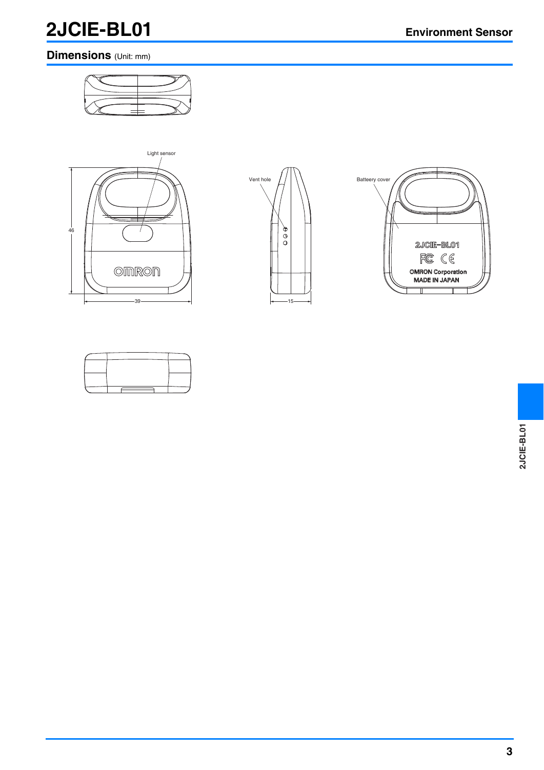## Dimensions (Unit: mm)

Light sensor

46

39

Vent hole

15

Batteery cover

2JCIE−BL01

OMRON Corporation
MADE IN JAPAN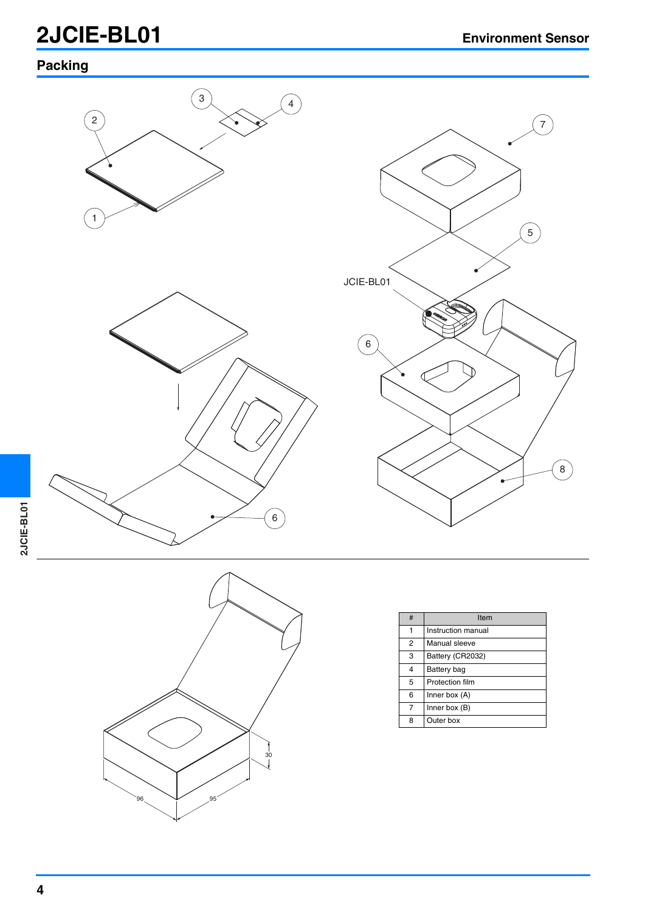## Packing

| # | Item |
| --- | --- |
| 1 | Instruction manual |
| 2 | Manual sleeve |
| 3 | Battery (CR2032) |
| 4 | Battery bag |
| 5 | Protection film |
| 6 | Inner box (A) |
| 7 | Inner box (B) |
| 8 | Outer box |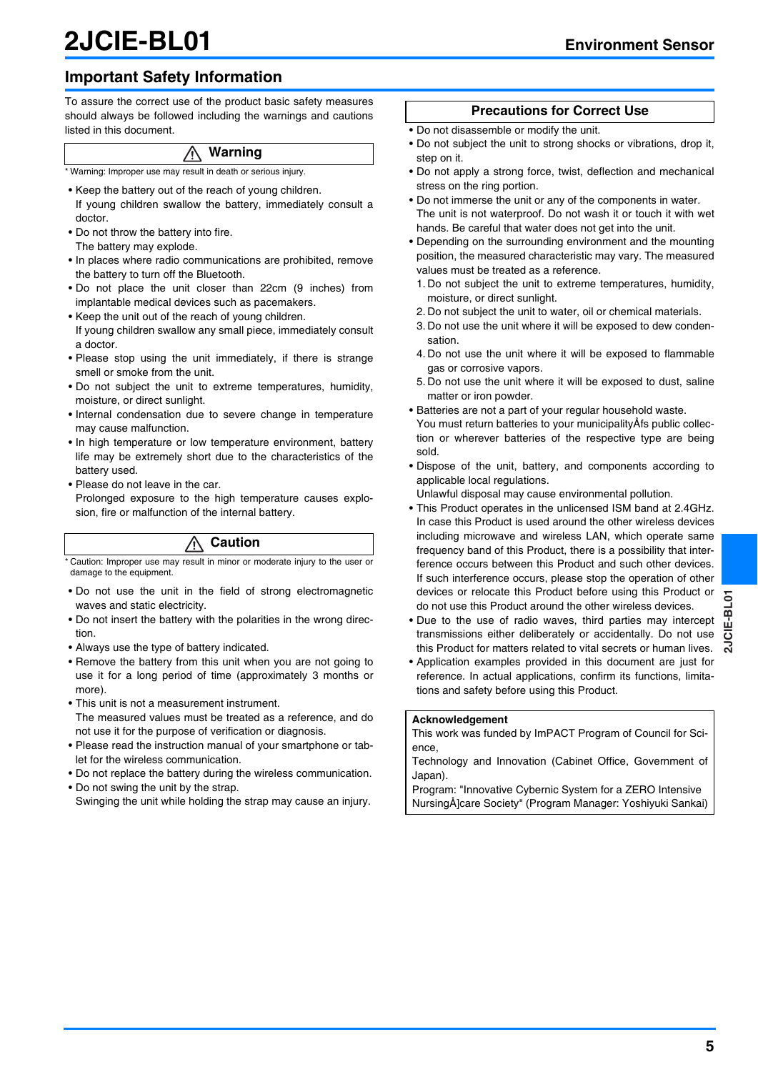# 2JCIE-BL01 Environment Sensor

## Important Safety Information

To assure the correct use of the product basic safety measures should always be followed including the warnings and cautions listed in this document.

### ⚠ Warning

* Warning: Improper use may result in death or serious injury.

- Keep the battery out of the reach of young children.
  If young children swallow the battery, immediately consult a doctor.
- Do not throw the battery into fire.
  The battery may explode.
- In places where radio communications are prohibited, remove the battery to turn off the Bluetooth.
- Do not place the unit closer than 22cm (9 inches) from implantable medical devices such as pacemakers.
- Keep the unit out of the reach of young children.
  If young children swallow any small piece, immediately consult a doctor.
- Please stop using the unit immediately, if there is strange smell or smoke from the unit.
- Do not subject the unit to extreme temperatures, humidity, moisture, or direct sunlight.
- Internal condensation due to severe change in temperature may cause malfunction.
- In high temperature or low temperature environment, battery life may be extremely short due to the characteristics of the battery used.
- Please do not leave in the car.
  Prolonged exposure to the high temperature causes explosion, fire or malfunction of the internal battery.

### ⚠ Caution

* Caution: Improper use may result in minor or moderate injury to the user or damage to the equipment.

- Do not use the unit in the field of strong electromagnetic waves and static electricity.
- Do not insert the battery with the polarities in the wrong direction.
- Always use the type of battery indicated.
- Remove the battery from this unit when you are not going to use it for a long period of time (approximately 3 months or more).
- This unit is not a measurement instrument.
  The measured values must be treated as a reference, and do not use it for the purpose of verification or diagnosis.
- Please read the instruction manual of your smartphone or tablet for the wireless communication.
- Do not replace the battery during the wireless communication.
- Do not swing the unit by the strap.
  Swinging the unit while holding the strap may cause an injury.

### Precautions for Correct Use

- Do not disassemble or modify the unit.
- Do not subject the unit to strong shocks or vibrations, drop it, step on it.
- Do not apply a strong force, twist, deflection and mechanical stress on the ring portion.
- Do not immerse the unit or any of the components in water.
  The unit is not waterproof. Do not wash it or touch it with wet hands. Be careful that water does not get into the unit.
- Depending on the surrounding environment and the mounting position, the measured characteristic may vary. The measured values must be treated as a reference.
  1. Do not subject the unit to extreme temperatures, humidity, moisture, or direct sunlight.
  2. Do not subject the unit to water, oil or chemical materials.
  3. Do not use the unit where it will be exposed to dew condensation.
  4. Do not use the unit where it will be exposed to flammable gas or corrosive vapors.
  5. Do not use the unit where it will be exposed to dust, saline matter or iron powder.
- Batteries are not a part of your regular household waste.
  You must return batteries to your municipalityÅfs public collection or wherever batteries of the respective type are being sold.
- Dispose of the unit, battery, and components according to applicable local regulations.
  Unlawful disposal may cause environmental pollution.
- This Product operates in the unlicensed ISM band at 2.4GHz.
  In case this Product is used around the other wireless devices including microwave and wireless LAN, which operate same frequency band of this Product, there is a possibility that interference occurs between this Product and such other devices.
  If such interference occurs, please stop the operation of other devices or relocate this Product before using this Product or do not use this Product around the other wireless devices.
- Due to the use of radio waves, third parties may intercept transmissions either deliberately or accidentally. Do not use this Product for matters related to vital secrets or human lives.
- Application examples provided in this document are just for reference. In actual applications, confirm its functions, limitations and safety before using this Product.

**Acknowledgement**
This work was funded by ImPACT Program of Council for Science,
Technology and Innovation (Cabinet Office, Government of Japan).
Program: "Innovative Cybernic System for a ZERO Intensive NursingÅ]care Society" (Program Manager: Yoshiyuki Sankai)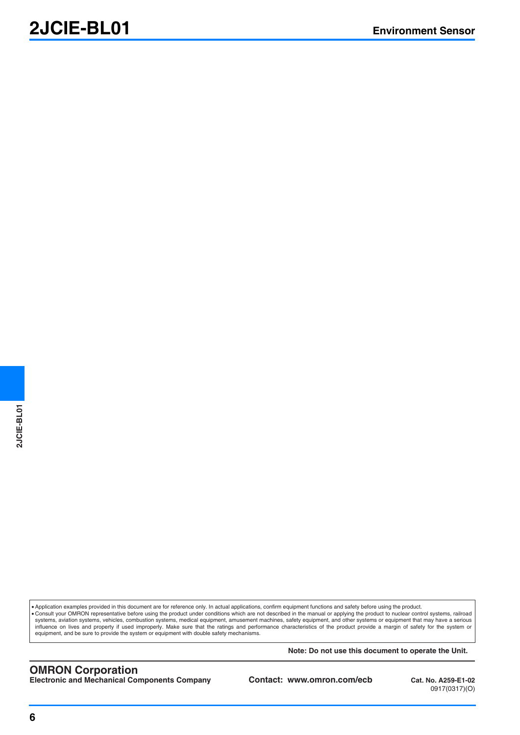- Application examples provided in this document are for reference only. In actual applications, confirm equipment functions and safety before using the product.
- Consult your OMRON representative before using the product under conditions which are not described in the manual or applying the product to nuclear control systems, railroad systems, aviation systems, vehicles, combustion systems, medical equipment, amusement machines, safety equipment, and other systems or equipment that may have a serious influence on lives and property if used improperly. Make sure that the ratings and performance characteristics of the product provide a margin of safety for the system or equipment, and be sure to provide the system or equipment with double safety mechanisms.

**Note: Do not use this document to operate the Unit.**

## OMRON Corporation

**Electronic and Mechanical Components Company**

**Contact: www.omron.com/ecb**

**Cat. No. A259-E1-02**
0917(0317)(O)